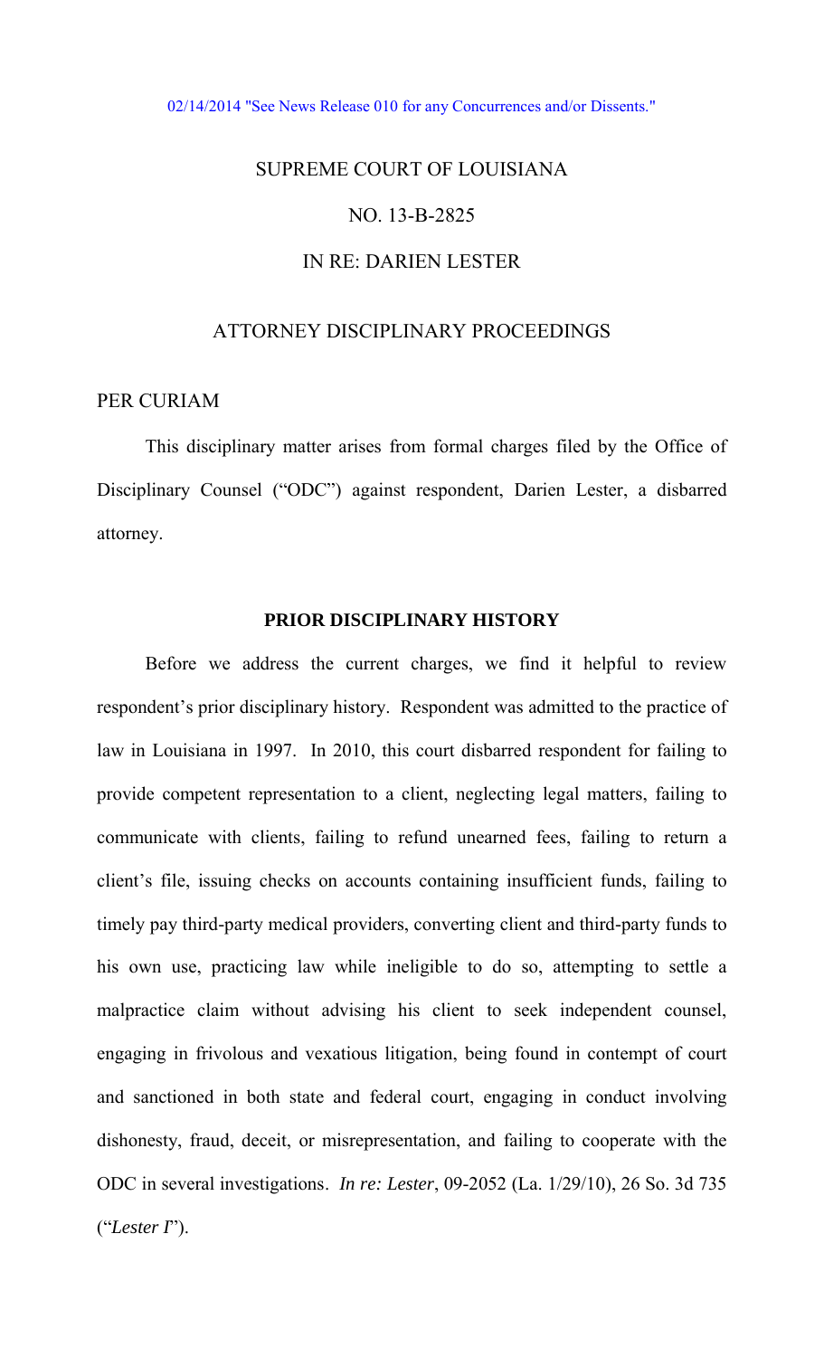02/14/2014 "See News Release 010 for any Concurrences and/or Dissents."

# SUPREME COURT OF LOUISIANA

## NO. 13-B-2825

## IN RE: DARIEN LESTER

### ATTORNEY DISCIPLINARY PROCEEDINGS

PER CURIAM

This disciplinary matter arises from formal charges filed by the Office of Disciplinary Counsel ("ODC") against respondent, Darien Lester, a disbarred attorney.

### PRIOR DISCIPLINARY HISTORY

Before we address the current charges, we find it helpful to review respondent's prior disciplinary history. Respondent was admitted to the practice of law in Louisiana in 1997. In 2010, this court disbarred respondent for failing to provide competent representation to a client, neglecting legal matters, failing to communicate with clients, failing to refund unearned fees, failing to return a client's file, issuing checks on accounts containing insufficient funds, failing to timely pay third-party medical providers, converting client and third-party funds to his own use, practicing law while ineligible to do so, attempting to settle a malpractice claim without advising his client to seek independent counsel, engaging in frivolous and vexatious litigation, being found in contempt of court and sanctioned in both state and federal court, engaging in conduct involving dishonesty, fraud, deceit, or misrepresentation, and failing to cooperate with the ODC in several investigations. *In re: Lester*, 09-2052 (La. 1/29/10), 26 So. 3d 735 ("*Lester I*").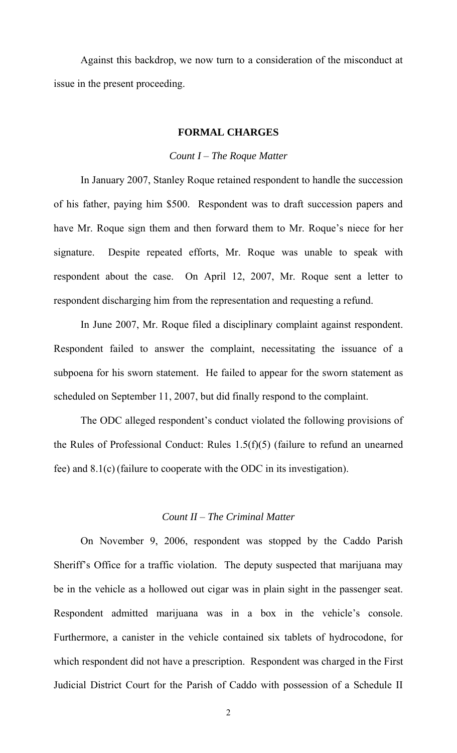Against this backdrop, we now turn to a consideration of the misconduct at issue in the present proceeding.

## FORMAL CHARGES

### *Count I – The Roque Matter*

In January 2007, Stanley Roque retained respondent to handle the succession of his father, paying him $500. Respondent was to draft succession papers and have Mr. Roque sign them and then forward them to Mr. Roque's niece for her signature. Despite repeated efforts, Mr. Roque was unable to speak with respondent about the case. On April 12, 2007, Mr. Roque sent a letter to respondent discharging him from the representation and requesting a refund.

In June 2007, Mr. Roque filed a disciplinary complaint against respondent. Respondent failed to answer the complaint, necessitating the issuance of a subpoena for his sworn statement. He failed to appear for the sworn statement as scheduled on September 11, 2007, but did finally respond to the complaint.

The ODC alleged respondent's conduct violated the following provisions of the Rules of Professional Conduct: Rules 1.5(f)(5) (failure to refund an unearned fee) and 8.1(c) (failure to cooperate with the ODC in its investigation).

### *Count II – The Criminal Matter*

On November 9, 2006, respondent was stopped by the Caddo Parish Sheriff's Office for a traffic violation. The deputy suspected that marijuana may be in the vehicle as a hollowed out cigar was in plain sight in the passenger seat. Respondent admitted marijuana was in a box in the vehicle's console. Furthermore, a canister in the vehicle contained six tablets of hydrocodone, for which respondent did not have a prescription. Respondent was charged in the First Judicial District Court for the Parish of Caddo with possession of a Schedule II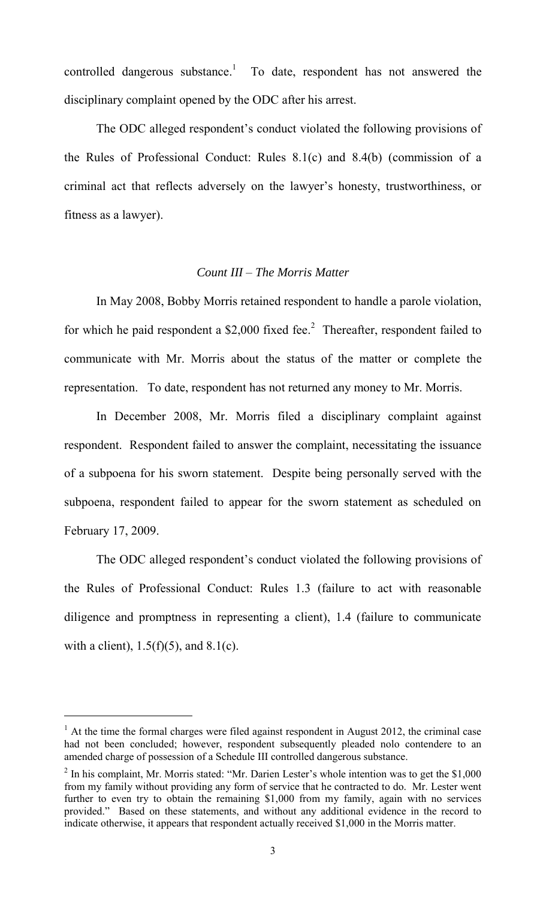controlled dangerous substance.[1] To date, respondent has not answered the disciplinary complaint opened by the ODC after his arrest.

The ODC alleged respondent's conduct violated the following provisions of the Rules of Professional Conduct: Rules 8.1(c) and 8.4(b) (commission of a criminal act that reflects adversely on the lawyer's honesty, trustworthiness, or fitness as a lawyer).

### *Count III – The Morris Matter*

In May 2008, Bobby Morris retained respondent to handle a parole violation, for which he paid respondent a $2,000 fixed fee.[2] Thereafter, respondent failed to communicate with Mr. Morris about the status of the matter or complete the representation. To date, respondent has not returned any money to Mr. Morris.

In December 2008, Mr. Morris filed a disciplinary complaint against respondent. Respondent failed to answer the complaint, necessitating the issuance of a subpoena for his sworn statement. Despite being personally served with the subpoena, respondent failed to appear for the sworn statement as scheduled on February 17, 2009.

The ODC alleged respondent's conduct violated the following provisions of the Rules of Professional Conduct: Rules 1.3 (failure to act with reasonable diligence and promptness in representing a client), 1.4 (failure to communicate with a client), 1.5(f)(5), and 8.1(c).

---

[1] At the time the formal charges were filed against respondent in August 2012, the criminal case had not been concluded; however, respondent subsequently pleaded nolo contendere to an amended charge of possession of a Schedule III controlled dangerous substance.

[2] In his complaint, Mr. Morris stated: "Mr. Darien Lester's whole intention was to get the $1,000 from my family without providing any form of service that he contracted to do. Mr. Lester went further to even try to obtain the remaining $1,000 from my family, again with no services provided." Based on these statements, and without any additional evidence in the record to indicate otherwise, it appears that respondent actually received $1,000 in the Morris matter.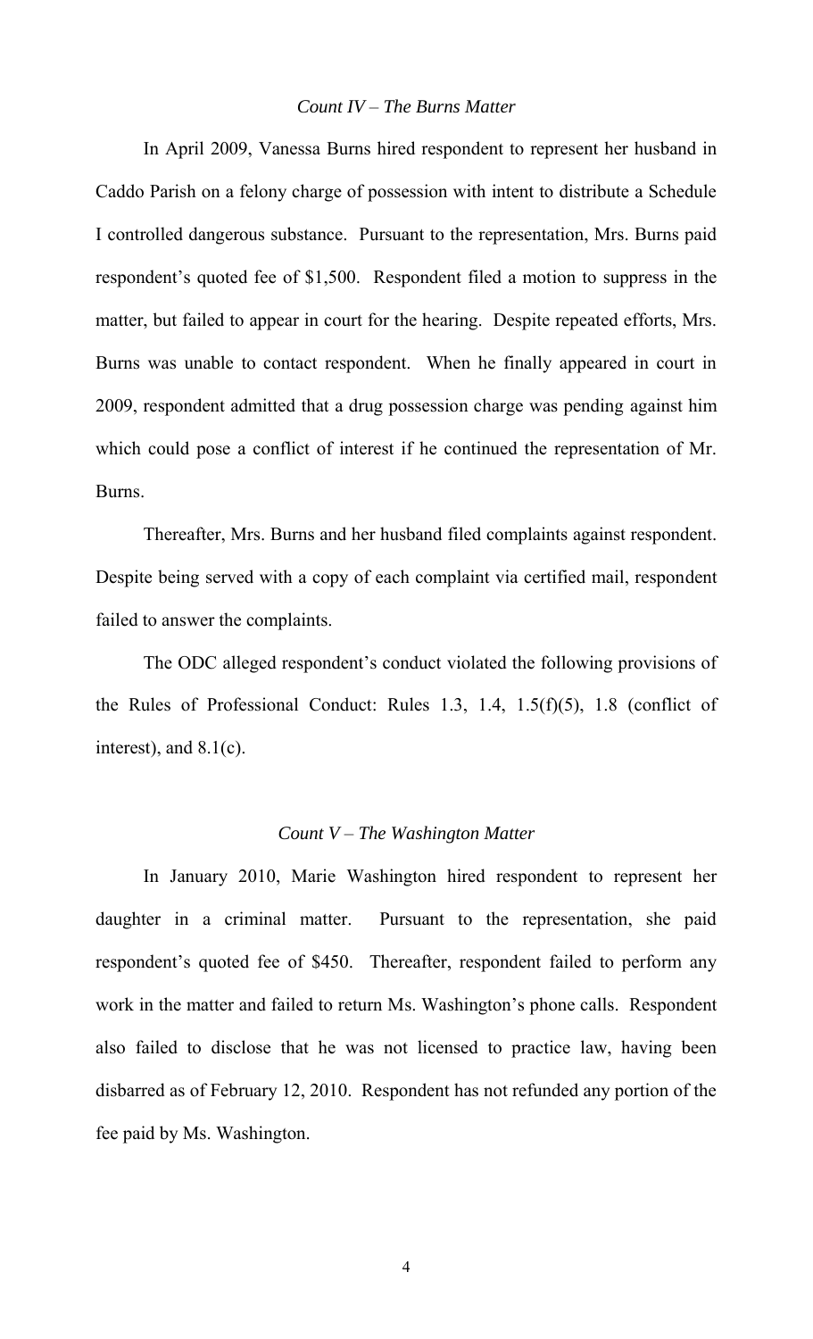*Count IV – The Burns Matter*

In April 2009, Vanessa Burns hired respondent to represent her husband in Caddo Parish on a felony charge of possession with intent to distribute a Schedule I controlled dangerous substance. Pursuant to the representation, Mrs. Burns paid respondent's quoted fee of $1,500. Respondent filed a motion to suppress in the matter, but failed to appear in court for the hearing. Despite repeated efforts, Mrs. Burns was unable to contact respondent. When he finally appeared in court in 2009, respondent admitted that a drug possession charge was pending against him which could pose a conflict of interest if he continued the representation of Mr. Burns.

Thereafter, Mrs. Burns and her husband filed complaints against respondent. Despite being served with a copy of each complaint via certified mail, respondent failed to answer the complaints.

The ODC alleged respondent's conduct violated the following provisions of the Rules of Professional Conduct: Rules 1.3, 1.4, 1.5(f)(5), 1.8 (conflict of interest), and 8.1(c).

*Count V – The Washington Matter*

In January 2010, Marie Washington hired respondent to represent her daughter in a criminal matter. Pursuant to the representation, she paid respondent's quoted fee of $450. Thereafter, respondent failed to perform any work in the matter and failed to return Ms. Washington's phone calls. Respondent also failed to disclose that he was not licensed to practice law, having been disbarred as of February 12, 2010. Respondent has not refunded any portion of the fee paid by Ms. Washington.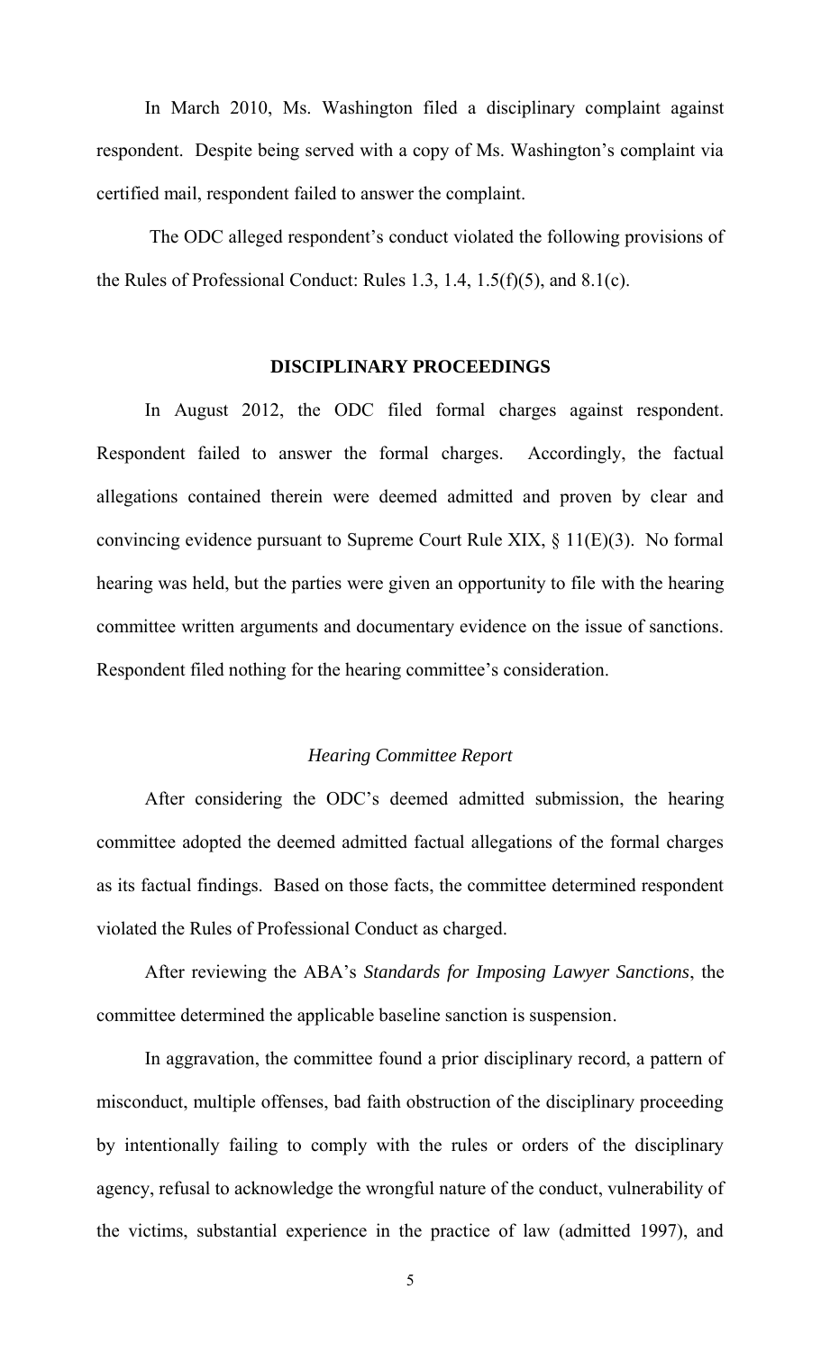In March 2010, Ms. Washington filed a disciplinary complaint against respondent. Despite being served with a copy of Ms. Washington's complaint via certified mail, respondent failed to answer the complaint.

The ODC alleged respondent's conduct violated the following provisions of the Rules of Professional Conduct: Rules 1.3, 1.4, 1.5(f)(5), and 8.1(c).

## DISCIPLINARY PROCEEDINGS

In August 2012, the ODC filed formal charges against respondent. Respondent failed to answer the formal charges. Accordingly, the factual allegations contained therein were deemed admitted and proven by clear and convincing evidence pursuant to Supreme Court Rule XIX, § 11(E)(3). No formal hearing was held, but the parties were given an opportunity to file with the hearing committee written arguments and documentary evidence on the issue of sanctions. Respondent filed nothing for the hearing committee's consideration.

### *Hearing Committee Report*

After considering the ODC's deemed admitted submission, the hearing committee adopted the deemed admitted factual allegations of the formal charges as its factual findings. Based on those facts, the committee determined respondent violated the Rules of Professional Conduct as charged.

After reviewing the ABA's *Standards for Imposing Lawyer Sanctions*, the committee determined the applicable baseline sanction is suspension.

In aggravation, the committee found a prior disciplinary record, a pattern of misconduct, multiple offenses, bad faith obstruction of the disciplinary proceeding by intentionally failing to comply with the rules or orders of the disciplinary agency, refusal to acknowledge the wrongful nature of the conduct, vulnerability of the victims, substantial experience in the practice of law (admitted 1997), and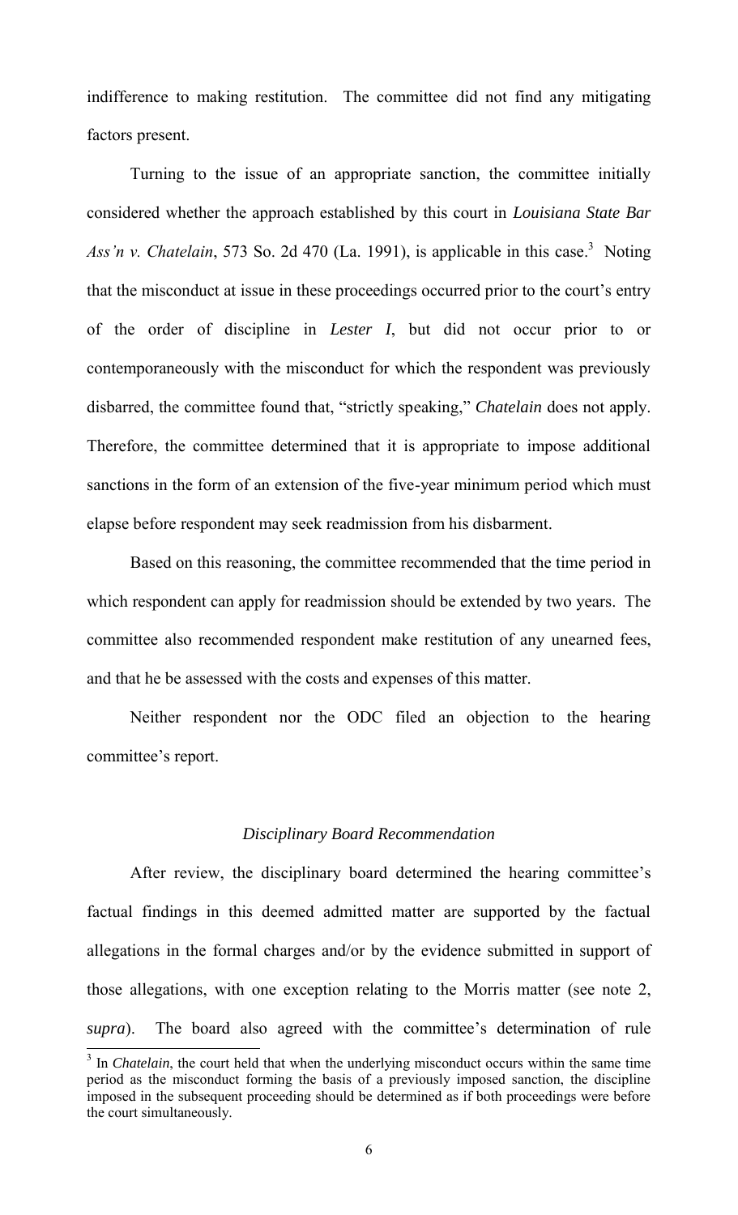indifference to making restitution. The committee did not find any mitigating factors present.

Turning to the issue of an appropriate sanction, the committee initially considered whether the approach established by this court in *Louisiana State Bar Ass'n v. Chatelain*, 573 So. 2d 470 (La. 1991), is applicable in this case.[3] Noting that the misconduct at issue in these proceedings occurred prior to the court's entry of the order of discipline in *Lester I*, but did not occur prior to or contemporaneously with the misconduct for which the respondent was previously disbarred, the committee found that, "strictly speaking," *Chatelain* does not apply. Therefore, the committee determined that it is appropriate to impose additional sanctions in the form of an extension of the five-year minimum period which must elapse before respondent may seek readmission from his disbarment.

Based on this reasoning, the committee recommended that the time period in which respondent can apply for readmission should be extended by two years. The committee also recommended respondent make restitution of any unearned fees, and that he be assessed with the costs and expenses of this matter.

Neither respondent nor the ODC filed an objection to the hearing committee's report.

### *Disciplinary Board Recommendation*

After review, the disciplinary board determined the hearing committee's factual findings in this deemed admitted matter are supported by the factual allegations in the formal charges and/or by the evidence submitted in support of those allegations, with one exception relating to the Morris matter (see note 2, *supra*). The board also agreed with the committee's determination of rule

[3] In *Chatelain*, the court held that when the underlying misconduct occurs within the same time period as the misconduct forming the basis of a previously imposed sanction, the discipline imposed in the subsequent proceeding should be determined as if both proceedings were before the court simultaneously.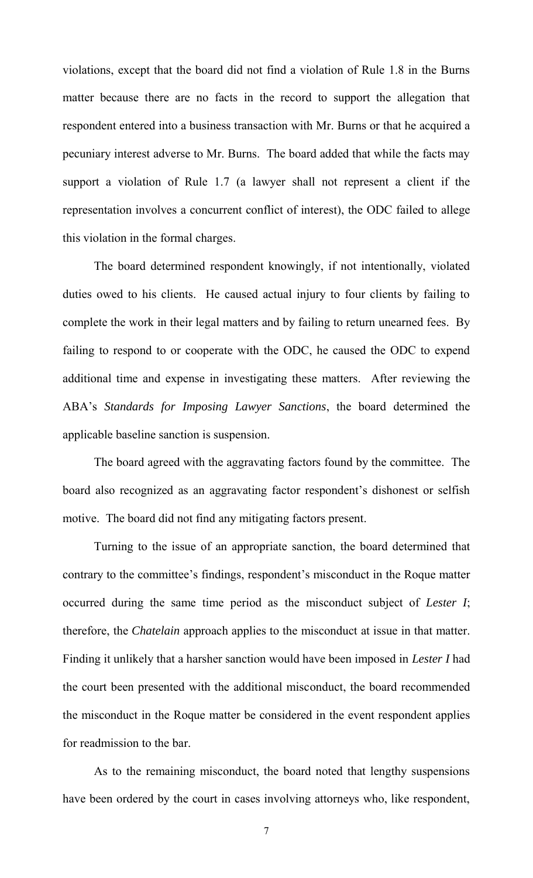violations, except that the board did not find a violation of Rule 1.8 in the Burns matter because there are no facts in the record to support the allegation that respondent entered into a business transaction with Mr. Burns or that he acquired a pecuniary interest adverse to Mr. Burns. The board added that while the facts may support a violation of Rule 1.7 (a lawyer shall not represent a client if the representation involves a concurrent conflict of interest), the ODC failed to allege this violation in the formal charges.

The board determined respondent knowingly, if not intentionally, violated duties owed to his clients. He caused actual injury to four clients by failing to complete the work in their legal matters and by failing to return unearned fees. By failing to respond to or cooperate with the ODC, he caused the ODC to expend additional time and expense in investigating these matters. After reviewing the ABA's *Standards for Imposing Lawyer Sanctions*, the board determined the applicable baseline sanction is suspension.

The board agreed with the aggravating factors found by the committee. The board also recognized as an aggravating factor respondent's dishonest or selfish motive. The board did not find any mitigating factors present.

Turning to the issue of an appropriate sanction, the board determined that contrary to the committee's findings, respondent's misconduct in the Roque matter occurred during the same time period as the misconduct subject of *Lester I*; therefore, the *Chatelain* approach applies to the misconduct at issue in that matter. Finding it unlikely that a harsher sanction would have been imposed in *Lester I* had the court been presented with the additional misconduct, the board recommended the misconduct in the Roque matter be considered in the event respondent applies for readmission to the bar.

As to the remaining misconduct, the board noted that lengthy suspensions have been ordered by the court in cases involving attorneys who, like respondent,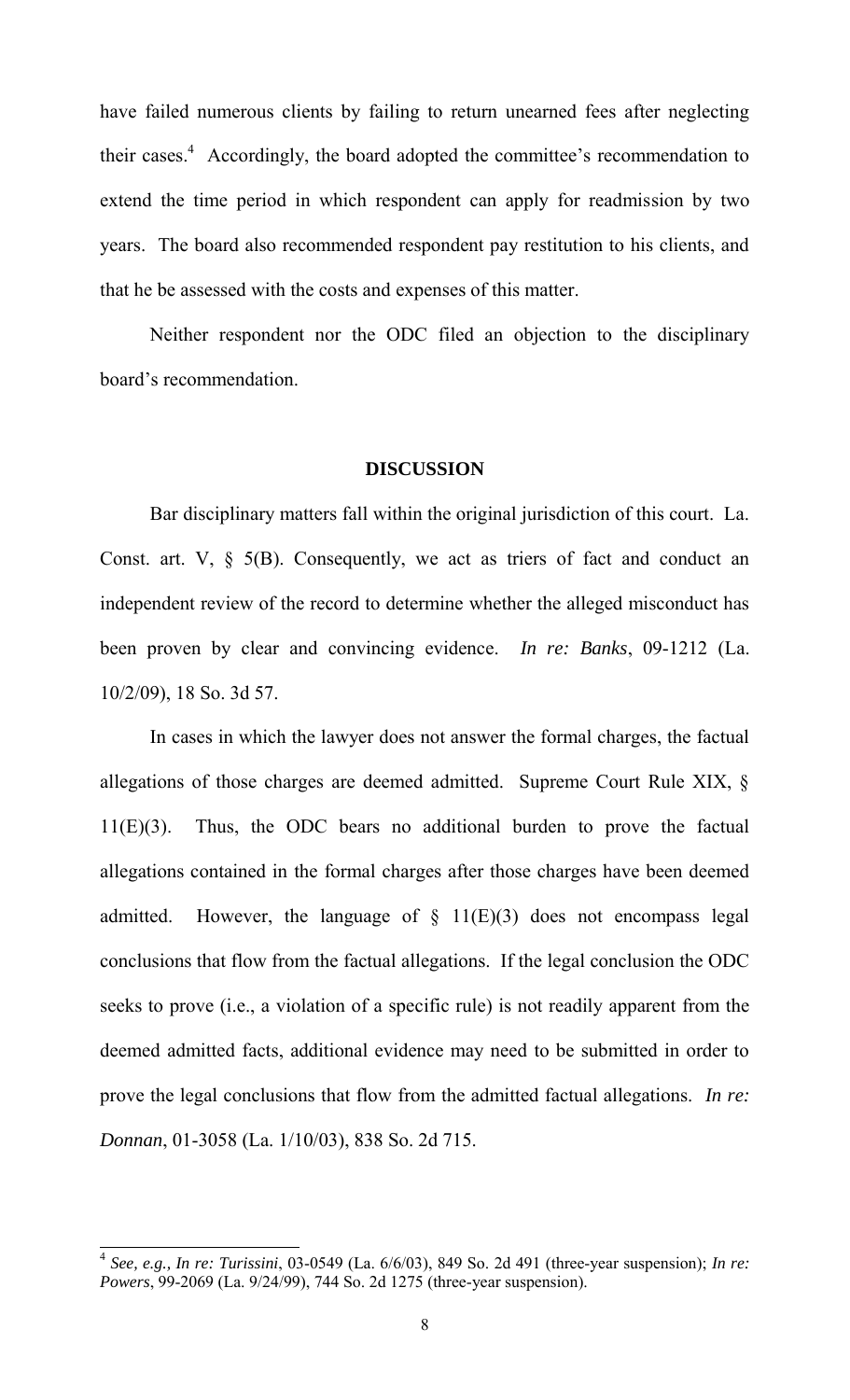have failed numerous clients by failing to return unearned fees after neglecting their cases.[4] Accordingly, the board adopted the committee's recommendation to extend the time period in which respondent can apply for readmission by two years. The board also recommended respondent pay restitution to his clients, and that he be assessed with the costs and expenses of this matter.

Neither respondent nor the ODC filed an objection to the disciplinary board's recommendation.

## DISCUSSION

Bar disciplinary matters fall within the original jurisdiction of this court. La. Const. art. V, § 5(B). Consequently, we act as triers of fact and conduct an independent review of the record to determine whether the alleged misconduct has been proven by clear and convincing evidence. *In re: Banks*, 09-1212 (La. 10/2/09), 18 So. 3d 57.

In cases in which the lawyer does not answer the formal charges, the factual allegations of those charges are deemed admitted. Supreme Court Rule XIX, § 11(E)(3). Thus, the ODC bears no additional burden to prove the factual allegations contained in the formal charges after those charges have been deemed admitted. However, the language of § 11(E)(3) does not encompass legal conclusions that flow from the factual allegations. If the legal conclusion the ODC seeks to prove (i.e., a violation of a specific rule) is not readily apparent from the deemed admitted facts, additional evidence may need to be submitted in order to prove the legal conclusions that flow from the admitted factual allegations. *In re: Donnan*, 01-3058 (La. 1/10/03), 838 So. 2d 715.

---

[4] *See, e.g.*, *In re: Turissini*, 03-0549 (La. 6/6/03), 849 So. 2d 491 (three-year suspension); *In re: Powers*, 99-2069 (La. 9/24/99), 744 So. 2d 1275 (three-year suspension).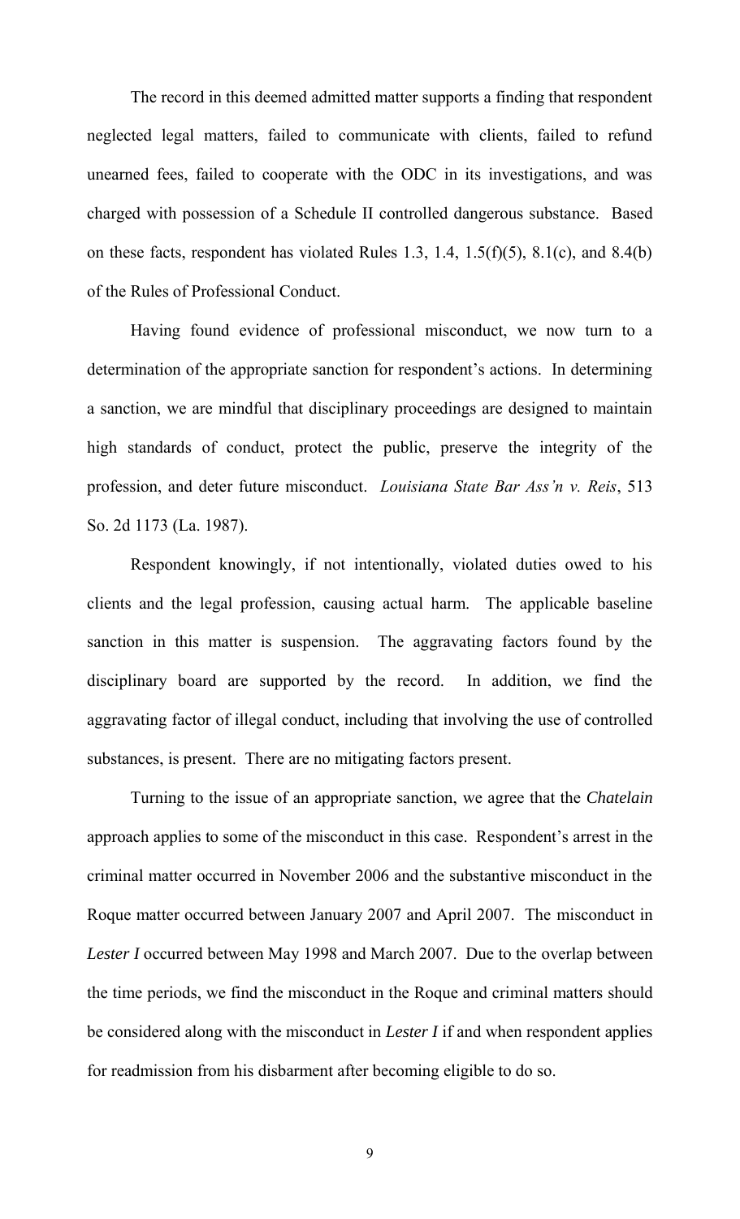The record in this deemed admitted matter supports a finding that respondent neglected legal matters, failed to communicate with clients, failed to refund unearned fees, failed to cooperate with the ODC in its investigations, and was charged with possession of a Schedule II controlled dangerous substance. Based on these facts, respondent has violated Rules 1.3, 1.4, 1.5(f)(5), 8.1(c), and 8.4(b) of the Rules of Professional Conduct.

Having found evidence of professional misconduct, we now turn to a determination of the appropriate sanction for respondent's actions. In determining a sanction, we are mindful that disciplinary proceedings are designed to maintain high standards of conduct, protect the public, preserve the integrity of the profession, and deter future misconduct. *Louisiana State Bar Ass'n v. Reis*, 513 So. 2d 1173 (La. 1987).

Respondent knowingly, if not intentionally, violated duties owed to his clients and the legal profession, causing actual harm. The applicable baseline sanction in this matter is suspension. The aggravating factors found by the disciplinary board are supported by the record. In addition, we find the aggravating factor of illegal conduct, including that involving the use of controlled substances, is present. There are no mitigating factors present.

Turning to the issue of an appropriate sanction, we agree that the *Chatelain* approach applies to some of the misconduct in this case. Respondent's arrest in the criminal matter occurred in November 2006 and the substantive misconduct in the Roque matter occurred between January 2007 and April 2007. The misconduct in *Lester I* occurred between May 1998 and March 2007. Due to the overlap between the time periods, we find the misconduct in the Roque and criminal matters should be considered along with the misconduct in *Lester I* if and when respondent applies for readmission from his disbarment after becoming eligible to do so.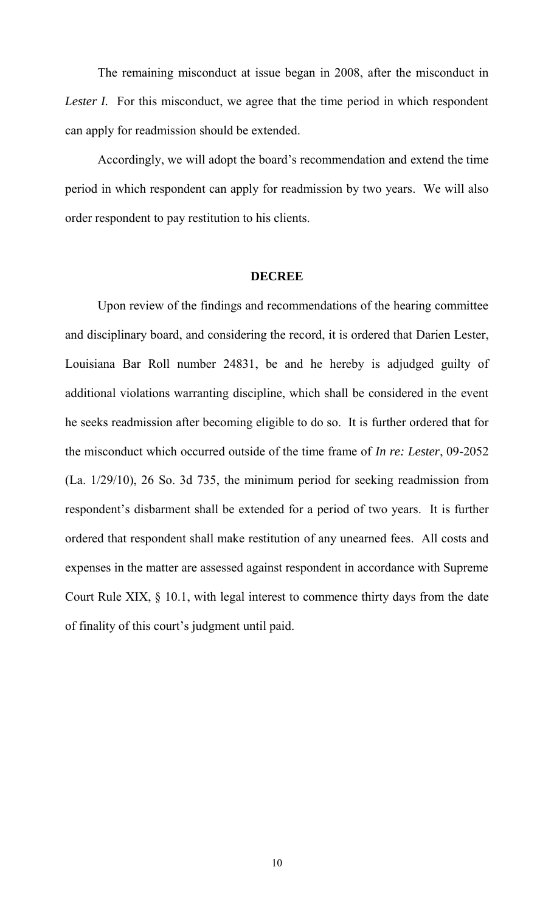The remaining misconduct at issue began in 2008, after the misconduct in *Lester I.* For this misconduct, we agree that the time period in which respondent can apply for readmission should be extended.

Accordingly, we will adopt the board's recommendation and extend the time period in which respondent can apply for readmission by two years. We will also order respondent to pay restitution to his clients.

## DECREE

Upon review of the findings and recommendations of the hearing committee and disciplinary board, and considering the record, it is ordered that Darien Lester, Louisiana Bar Roll number 24831, be and he hereby is adjudged guilty of additional violations warranting discipline, which shall be considered in the event he seeks readmission after becoming eligible to do so. It is further ordered that for the misconduct which occurred outside of the time frame of *In re: Lester*, 09-2052 (La. 1/29/10), 26 So. 3d 735, the minimum period for seeking readmission from respondent's disbarment shall be extended for a period of two years. It is further ordered that respondent shall make restitution of any unearned fees. All costs and expenses in the matter are assessed against respondent in accordance with Supreme Court Rule XIX, § 10.1, with legal interest to commence thirty days from the date of finality of this court's judgment until paid.